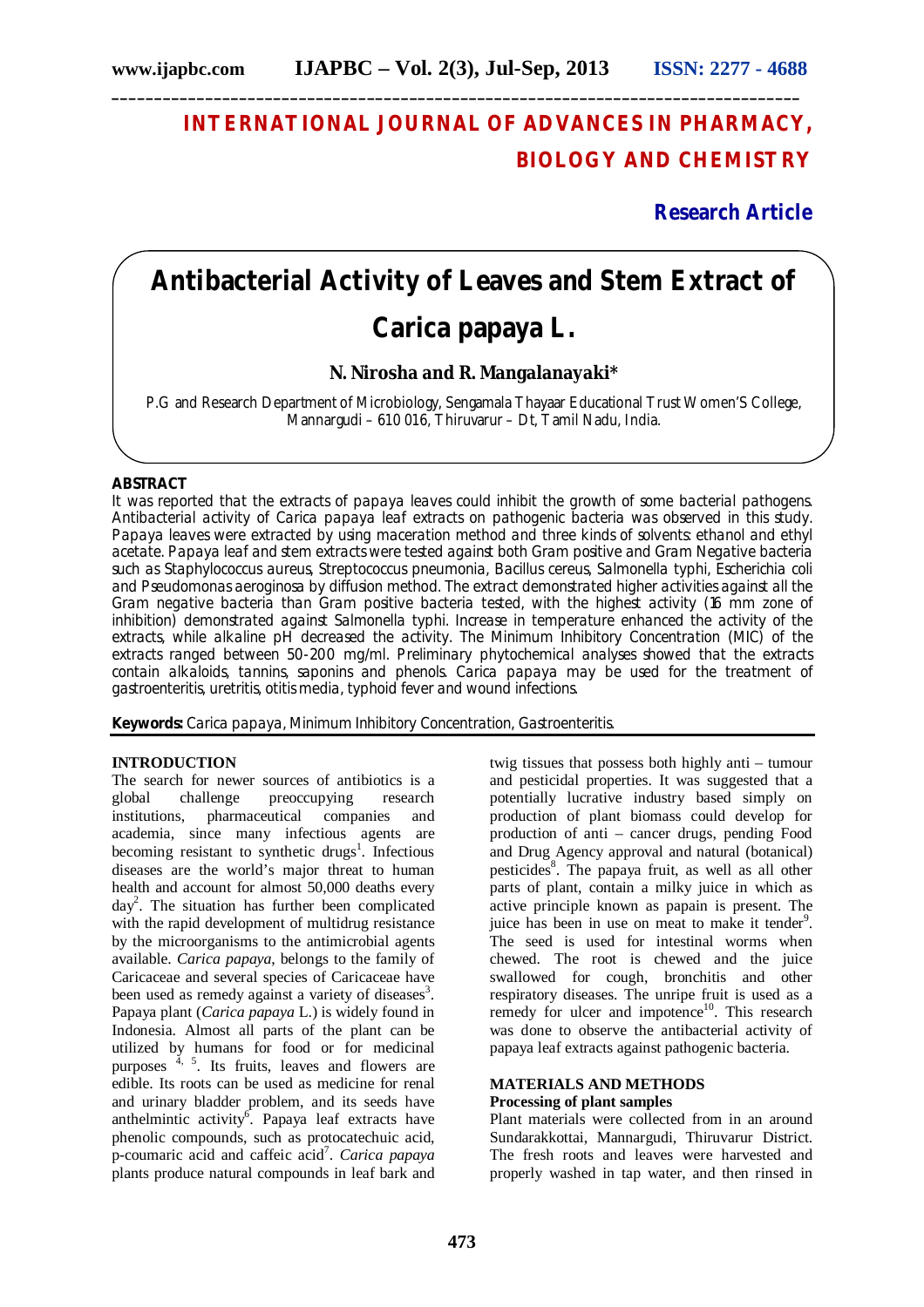# INTERNATIONAL JOURNAL OF ADVANCES IN PHARMACY, BIOLOGY AND CHEMISTRY

**Research Article**

# Antibacterial Activity of Leaves and Stem Extract of Carica papaya L.

**N. Nirosha and R. Mangalanayaki***

P.G and Research Department of Microbiology, Sengamala Thayaar Educational Trust Women'S College, Mannargudi – 610 016, Thiruvarur – Dt, Tamil Nadu, India.

## ABSTRACT

It was reported that the extracts of papaya leaves could inhibit the growth of some bacterial pathogens. Antibacterial activity of Carica papaya leaf extracts on pathogenic bacteria was observed in this study. Papaya leaves were extracted by using maceration method and three kinds of solvents: ethanol and ethyl acetate. Papaya leaf and stem extracts were tested against both Gram positive and Gram Negative bacteria such as Staphylococcus aureus, Streptococcus pneumonia, Bacillus cereus, Salmonella typhi, Escherichia coli and Pseudomonas aeroginosa by diffusion method. The extract demonstrated higher activities against all the Gram negative bacteria than Gram positive bacteria tested, with the highest activity (16 mm zone of inhibition) demonstrated against Salmonella typhi. Increase in temperature enhanced the activity of the extracts, while alkaline pH decreased the activity. The Minimum Inhibitory Concentration (MIC) of the extracts ranged between 50-200 mg/ml. Preliminary phytochemical analyses showed that the extracts contain alkaloids, tannins, saponins and phenols. Carica papaya may be used for the treatment of gastroenteritis, uretritis, otitis media, typhoid fever and wound infections.

**Keywords:** Carica papaya, Minimum Inhibitory Concentration, Gastroenteritis.

## INTRODUCTION

The search for newer sources of antibiotics is a global challenge preoccupying research institutions, pharmaceutical companies and academia, since many infectious agents are becoming resistant to synthetic drugs[1]. Infectious diseases are the world's major threat to human health and account for almost 50,000 deaths every day[2]. The situation has further been complicated with the rapid development of multidrug resistance by the microorganisms to the antimicrobial agents available. *Carica papaya*, belongs to the family of Caricaceae and several species of Caricaceae have been used as remedy against a variety of diseases[3]. Papaya plant (*Carica papaya* L.) is widely found in Indonesia. Almost all parts of the plant can be utilized by humans for food or for medicinal purposes [4, 5]. Its fruits, leaves and flowers are edible. Its roots can be used as medicine for renal and urinary bladder problem, and its seeds have anthelmintic activity[6]. Papaya leaf extracts have phenolic compounds, such as protocatechuic acid, p-coumaric acid and caffeic acid[7]. *Carica papaya* plants produce natural compounds in leaf bark and twig tissues that possess both highly anti – tumour and pesticidal properties. It was suggested that a potentially lucrative industry based simply on production of plant biomass could develop for production of anti – cancer drugs, pending Food and Drug Agency approval and natural (botanical) pesticides[8]. The papaya fruit, as well as all other parts of plant, contain a milky juice in which as active principle known as papain is present. The juice has been in use on meat to make it tender[9]. The seed is used for intestinal worms when chewed. The root is chewed and the juice swallowed for cough, bronchitis and other respiratory diseases. The unripe fruit is used as a remedy for ulcer and impotence[10]. This research was done to observe the antibacterial activity of papaya leaf extracts against pathogenic bacteria.

## MATERIALS AND METHODS

### Processing of plant samples

Plant materials were collected from in an around Sundarakkottai, Mannargudi, Thiruvarur District. The fresh roots and leaves were harvested and properly washed in tap water, and then rinsed in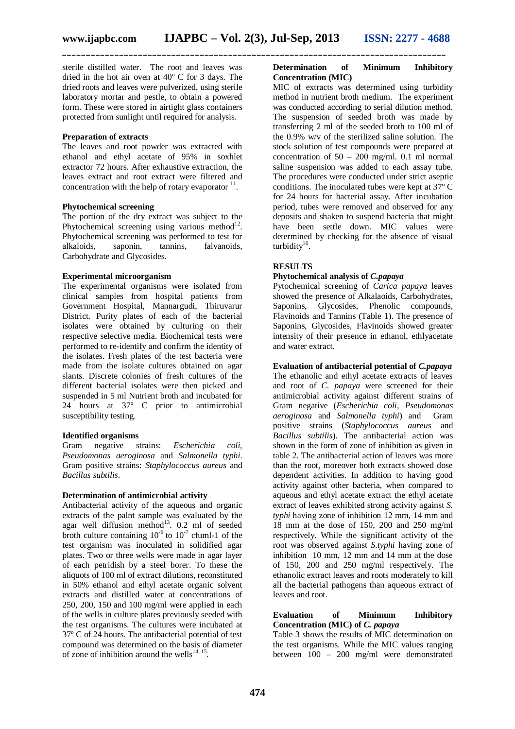sterile distilled water. The root and leaves was dried in the hot air oven at 40º C for 3 days. The dried roots and leaves were pulverized, using sterile laboratory mortar and pestle, to obtain a powered form. These were stored in airtight glass containers protected from sunlight until required for analysis.

**Preparation of extracts**

The leaves and root powder was extracted with ethanol and ethyl acetate of 95% in soxhlet extractor 72 hours. After exhaustive extraction, the leaves extract and root extract were filtered and concentration with the help of rotary evaporator [11].

**Phytochemical screening**

The portion of the dry extract was subject to the Phytochemical screening using various method[12]. Phytochemical screening was performed to test for alkaloids, saponin, tannins, falvanoids, Carbohydrate and Glycosides.

**Experimental microorganism**

The experimental organisms were isolated from clinical samples from hospital patients from Government Hospital, Mannargudi, Thiruvarur District. Purity plates of each of the bacterial isolates were obtained by culturing on their respective selective media. Biochemical tests were performed to re-identify and confirm the identity of the isolates. Fresh plates of the test bacteria were made from the isolate cultures obtained on agar slants. Discrete colonies of fresh cultures of the different bacterial isolates were then picked and suspended in 5 ml Nutrient broth and incubated for 24 hours at 37º C prior to antimicrobial susceptibility testing.

**Identified organisms**

Gram negative strains: *Escherichia coli, Pseudomonas aeroginosa* and *Salmonella typhi.* Gram positive strains: *Staphylococcus aureus* and *Bacillus subtilis*.

**Determination of antimicrobial activity**

Antibacterial activity of the aqueous and organic extracts of the palnt sample was evaluated by the agar well diffusion method[13]. 0.2 ml of seeded broth culture containing $10^{-6}$ to $10^{-7}$ cfuml-1 of the test organism was inoculated in solidified agar plates. Two or three wells were made in agar layer of each petridish by a steel borer. To these the aliquots of 100 ml of extract dilutions, reconstituted in 50% ethanol and ethyl acetate organic solvent extracts and distilled water at concentrations of 250, 200, 150 and 100 mg/ml were applied in each of the wells in culture plates previously seeded with the test organisms. The cultures were incubated at 37º C of 24 hours. The antibacterial potential of test compound was determined on the basis of diameter of zone of inhibition around the wells[14, 15].

**Determination of Minimum Inhibitory Concentration (MIC)**

MIC of extracts was determined using turbidity method in nutrient broth medium. The experiment was conducted according to serial dilution method. The suspension of seeded broth was made by transferring 2 ml of the seeded broth to 100 ml of the 0.9% w/v of the sterilized saline solution. The stock solution of test compounds were prepared at concentration of 50 – 200 mg/ml. 0.1 ml normal saline suspension was added to each assay tube. The procedures were conducted under strict aseptic conditions. The inoculated tubes were kept at 37º C for 24 hours for bacterial assay. After incubation period, tubes were removed and observed for any deposits and shaken to suspend bacteria that might have been settle down. MIC values were determined by checking for the absence of visual turbidity[16].

**RESULTS**

**Phytochemical analysis of *C.papaya***

Pytochemical screening of *Carica papaya* leaves showed the presence of Alkalaoids, Carbohydrates, Saponins, Glycosides, Phenolic compounds, Flavinoids and Tannins (Table 1). The presence of Saponins, Glycosides, Flavinoids showed greater intensity of their presence in ethanol, ethlyacetate and water extract.

**Evaluation of antibacterial potential of *C.papaya***

The ethanolic and ethyl acetate extracts of leaves and root of *C. papaya* were screened for their antimicrobial activity against different strains of Gram negative (*Escherichia coli, Pseudomonas aeroginosa* and *Salmonella typhi*) and Gram positive strains (*Staphylococcus aureus* and *Bacillus subtilis*). The antibacterial action was shown in the form of zone of inhibition as given in table 2. The antibacterial action of leaves was more than the root, moreover both extracts showed dose dependent activities. In addition to having good activity against other bacteria, when compared to aqueous and ethyl acetate extract the ethyl acetate extract of leaves exhibited strong activity against *S. typhi* having zone of inhibition 12 mm, 14 mm and 18 mm at the dose of 150, 200 and 250 mg/ml respectively. While the significant activity of the root was observed against *S.typhi* having zone of inhibition 10 mm, 12 mm and 14 mm at the dose of 150, 200 and 250 mg/ml respectively. The ethanolic extract leaves and roots moderately to kill all the bacterial pathogens than aqueous extract of leaves and root.

**Evaluation of Minimum Inhibitory Concentration (MIC) of *C. papaya***

Table 3 shows the results of MIC determination on the test organisms. While the MIC values ranging between 100 – 200 mg/ml were demonstrated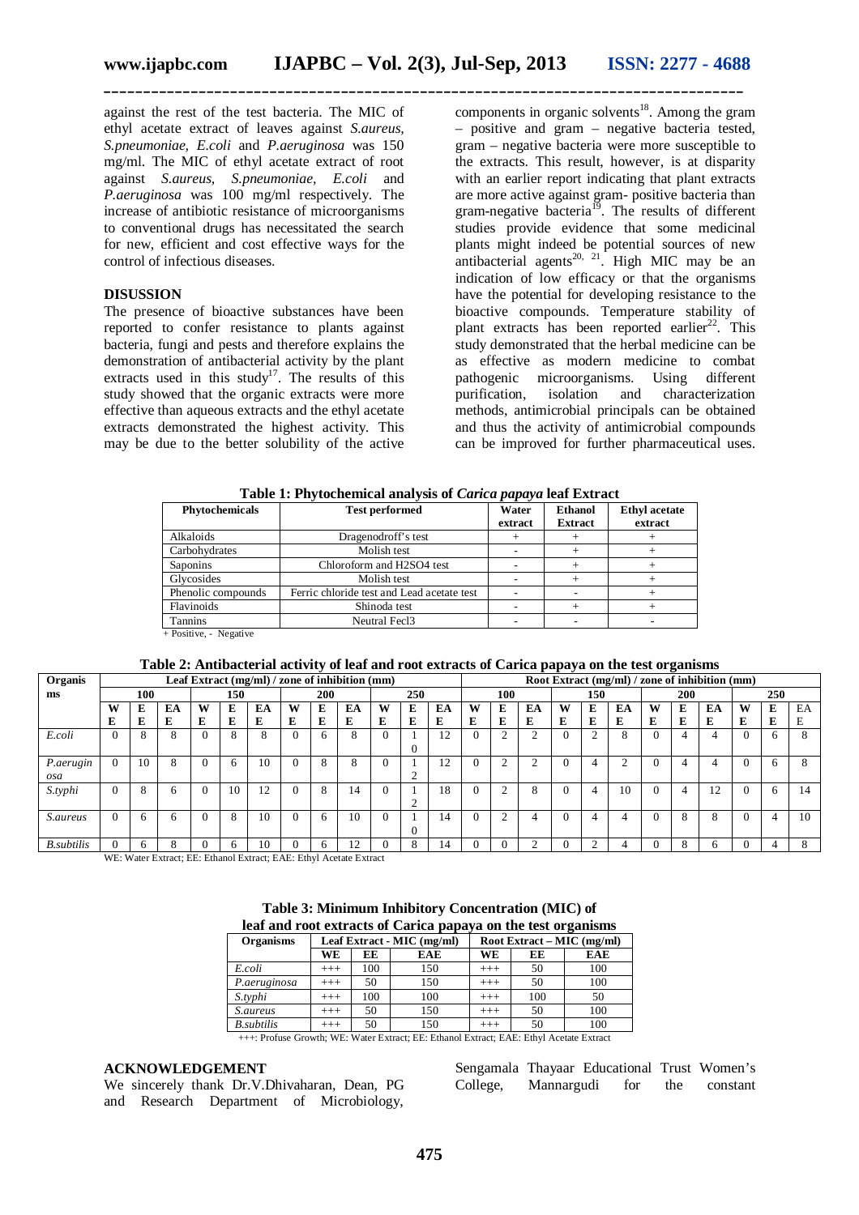against the rest of the test bacteria. The MIC of ethyl acetate extract of leaves against *S.aureus, S.pneumoniae, E.coli* and *P.aeruginosa* was 150 mg/ml. The MIC of ethyl acetate extract of root against *S.aureus, S.pneumoniae, E.coli* and *P.aeruginosa* was 100 mg/ml respectively. The increase of antibiotic resistance of microorganisms to conventional drugs has necessitated the search for new, efficient and cost effective ways for the control of infectious diseases.

## DISUSSION

The presence of bioactive substances have been reported to confer resistance to plants against bacteria, fungi and pests and therefore explains the demonstration of antibacterial activity by the plant extracts used in this study[17]. The results of this study showed that the organic extracts were more effective than aqueous extracts and the ethyl acetate extracts demonstrated the highest activity. This may be due to the better solubility of the active components in organic solvents[18]. Among the gram – positive and gram – negative bacteria tested, gram – negative bacteria were more susceptible to the extracts. This result, however, is at disparity with an earlier report indicating that plant extracts are more active against gram- positive bacteria than gram-negative bacteria[19]. The results of different studies provide evidence that some medicinal plants might indeed be potential sources of new antibacterial agents[20, 21]. High MIC may be an indication of low efficacy or that the organisms have the potential for developing resistance to the bioactive compounds. Temperature stability of plant extracts has been reported earlier[22]. This study demonstrated that the herbal medicine can be as effective as modern medicine to combat pathogenic microorganisms. Using different purification, isolation and characterization methods, antimicrobial principals can be obtained and thus the activity of antimicrobial compounds can be improved for further pharmaceutical uses.

**Table 1: Phytochemical analysis of *Carica papaya* leaf Extract**

| Phytochemicals | Test performed | Water extract | Ethanol Extract | Ethyl acetate extract |
|---|---|---|---|---|
| Alkaloids | Dragenodroff's test | + | + | + |
| Carbohydrates | Molish test | - | + | + |
| Saponins | Chloroform and H2SO4 test | - | + | + |
| Glycosides | Molish test | - | + | + |
| Phenolic compounds | Ferric chloride test and Lead acetate test | - | - | + |
| Flavinoids | Shinoda test | - | + | + |
| Tannins | Neutral Fecl3 | - | - | - |

+ Positive, - Negative

**Table 2: Antibacterial activity of leaf and root extracts of Carica papaya on the test organisms**

| Organisms | Leaf Extract (mg/ml) / zone of inhibition (mm) | | | | | | | | | | | | Root Extract (mg/ml) / zone of inhibition (mm) | | | | | | | | | | | |
|---|---|---|---|---|---|---|---|---|---|---|---|---|---|---|---|---|---|---|---|---|---|---|---|---|
| | 100 | | | 150 | | | 200 | | | 250 | | | 100 | | | 150 | | | 200 | | | 250 | | |
| | WE | EE | EAE | WE | EE | EAE | WE | EE | EAE | WE | EE | EAE | WE | EE | EAE | WE | EE | EAE | WE | EE | EAE | WE | EE | EAE |
| *E.coli* | 0 | 8 | 8 | 0 | 8 | 8 | 0 | 6 | 8 | 0 | 10 | 12 | 0 | 2 | 2 | 0 | 2 | 8 | 0 | 4 | 4 | 0 | 6 | 8 |
| *P.aeruginosa* | 0 | 10 | 8 | 0 | 6 | 10 | 0 | 8 | 8 | 0 | 12 | 12 | 0 | 2 | 2 | 0 | 4 | 2 | 0 | 4 | 4 | 0 | 6 | 8 |
| *S.typhi* | 0 | 8 | 6 | 0 | 10 | 12 | 0 | 8 | 14 | 0 | 12 | 18 | 0 | 2 | 8 | 0 | 4 | 10 | 0 | 4 | 12 | 0 | 6 | 14 |
| *S.aureus* | 0 | 6 | 6 | 0 | 8 | 10 | 0 | 6 | 10 | 0 | 10 | 14 | 0 | 2 | 4 | 0 | 4 | 4 | 0 | 8 | 8 | 0 | 4 | 10 |
| *B.subtilis* | 0 | 6 | 8 | 0 | 6 | 10 | 0 | 6 | 12 | 0 | 8 | 14 | 0 | 0 | 2 | 0 | 2 | 4 | 0 | 8 | 6 | 0 | 4 | 8 |

WE: Water Extract; EE: Ethanol Extract; EAE: Ethyl Acetate Extract

**Table 3: Minimum Inhibitory Concentration (MIC) of leaf and root extracts of Carica papaya on the test organisms**

| Organisms | Leaf Extract - MIC (mg/ml) | | | Root Extract – MIC (mg/ml) | | |
|---|---|---|---|---|---|---|
| | WE | EE | EAE | WE | EE | EAE |
| *E.coli* | +++ | 100 | 150 | +++ | 50 | 100 |
| *P.aeruginosa* | +++ | 50 | 150 | +++ | 50 | 100 |
| *S.typhi* | +++ | 100 | 100 | +++ | 100 | 50 |
| *S.aureus* | +++ | 50 | 150 | +++ | 50 | 100 |
| *B.subtilis* | +++ | 50 | 150 | +++ | 50 | 100 |

+++: Profuse Growth; WE: Water Extract; EE: Ethanol Extract; EAE: Ethyl Acetate Extract

## ACKNOWLEDGEMENT

We sincerely thank Dr.V.Dhivaharan, Dean, PG and Research Department of Microbiology, Sengamala Thayaar Educational Trust Women's College, Mannargudi for the constant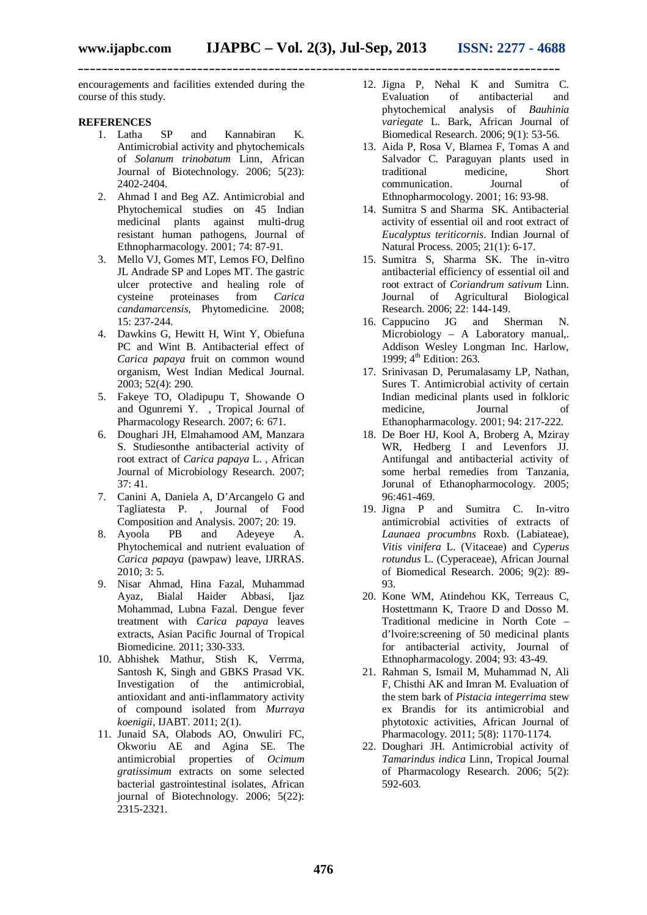encouragements and facilities extended during the course of this study.

**REFERENCES**

1. Latha SP and Kannabiran K. Antimicrobial activity and phytochemicals of *Solanum trinobatum* Linn, African Journal of Biotechnology. 2006; 5(23): 2402-2404.
2. Ahmad I and Beg AZ. Antimicrobial and Phytochemical studies on 45 Indian medicinal plants against multi-drug resistant human pathogens, Journal of Ethnopharmacology. 2001; 74: 87-91.
3. Mello VJ, Gomes MT, Lemos FO, Delfino JL Andrade SP and Lopes MT. The gastric ulcer protective and healing role of cysteine proteinases from *Carica candamarcensis*, Phytomedicine. 2008; 15: 237-244.
4. Dawkins G, Hewitt H, Wint Y, Obiefuna PC and Wint B. Antibacterial effect of *Carica papaya* fruit on common wound organism, West Indian Medical Journal. 2003; 52(4): 290.
5. Fakeye TO, Oladipupu T, Showande O and Ogunremi Y. , Tropical Journal of Pharmacology Research. 2007; 6: 671.
6. Doughari JH, Elmahamood AM, Manzara S. Studiesonthe antibacterial activity of root extract of *Carica papaya* L. , African Journal of Microbiology Research. 2007; 37: 41.
7. Canini A, Daniela A, D'Arcangelo G and Tagliatesta P. , Journal of Food Composition and Analysis. 2007; 20: 19.
8. Ayoola PB and Adeyeye A. Phytochemical and nutrient evaluation of *Carica papaya* (pawpaw) leave, IJRRAS. 2010; 3: 5.
9. Nisar Ahmad, Hina Fazal, Muhammad Ayaz, Bialal Haider Abbasi, Ijaz Mohammad, Lubna Fazal. Dengue fever treatment with *Carica papaya* leaves extracts, Asian Pacific Journal of Tropical Biomedicine. 2011; 330-333.
10. Abhishek Mathur, Stish K, Verrma, Santosh K, Singh and GBKS Prasad VK. Investigation of the antimicrobial, antioxidant and anti-inflammatory activity of compound isolated from *Murraya koenigii*, IJABT. 2011; 2(1).
11. Junaid SA, Olabods AO, Onwuliri FC, Okworiu AE and Agina SE. The antimicrobial properties of *Ocimum gratissimum* extracts on some selected bacterial gastrointestinal isolates, African journal of Biotechnology. 2006; 5(22): 2315-2321.
12. Jigna P, Nehal K and Sumitra C. Evaluation of antibacterial and phytochemical analysis of *Bauhinia variegate* L. Bark, African Journal of Biomedical Research. 2006; 9(1): 53-56.
13. Aida P, Rosa V, Blamea F, Tomas A and Salvador C. Paraguyan plants used in traditional medicine, Short communication. Journal of Ethnopharmocology. 2001; 16: 93-98.
14. Sumitra S and Sharma SK. Antibacterial activity of essential oil and root extract of *Eucalyptus teriticornis*. Indian Journal of Natural Process. 2005; 21(1): 6-17.
15. Sumitra S, Sharma SK. The in-vitro antibacterial efficiency of essential oil and root extract of *Coriandrum sativum* Linn. Journal of Agricultural Biological Research. 2006; 22: 144-149.
16. Cappucino JG and Sherman N. Microbiology – A Laboratory manual,. Addison Wesley Longman Inc. Harlow, 1999; 4th Edition: 263.
17. Srinivasan D, Perumalasamy LP, Nathan, Sures T. Antimicrobial activity of certain Indian medicinal plants used in folkloric medicine, Journal of Ethanopharmacology. 2001; 94: 217-222.
18. De Boer HJ, Kool A, Broberg A, Mziray WR, Hedberg I and Levenfors JJ. Antifungal and antibacterial activity of some herbal remedies from Tanzania, Jorunal of Ethanopharmocology. 2005; 96:461-469.
19. Jigna P and Sumitra C. In-vitro antimicrobial activities of extracts of *Launaea procumbns* Roxb. (Labiateae), *Vitis vinifera* L. (Vitaceae) and *Cyperus rotundus* L. (Cyperaceae), African Journal of Biomedical Research. 2006; 9(2): 89-93.
20. Kone WM, Atindehou KK, Terreaus C, Hostettmann K, Traore D and Dosso M. Traditional medicine in North Cote – d'Ivoire:screening of 50 medicinal plants for antibacterial activity, Journal of Ethnopharmacology. 2004; 93: 43-49.
21. Rahman S, Ismail M, Muhammad N, Ali F, Chisthi AK and Imran M. Evaluation of the stem bark of *Pistacia integerrima* stew ex Brandis for its antimicrobial and phytotoxic activities, African Journal of Pharmacology. 2011; 5(8): 1170-1174.
22. Doughari JH. Antimicrobial activity of *Tamarindus indica* Linn, Tropical Journal of Pharmacology Research. 2006; 5(2): 592-603.